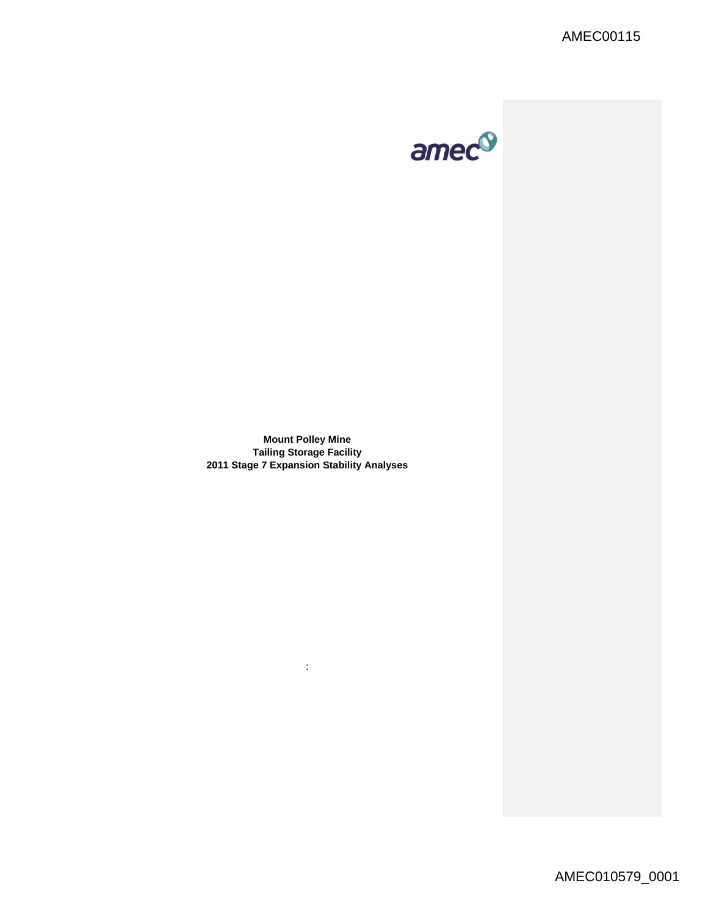**Mount Polley Mine**
**Tailing Storage Facility**
**2011 Stage 7 Expansion Stability Analyses**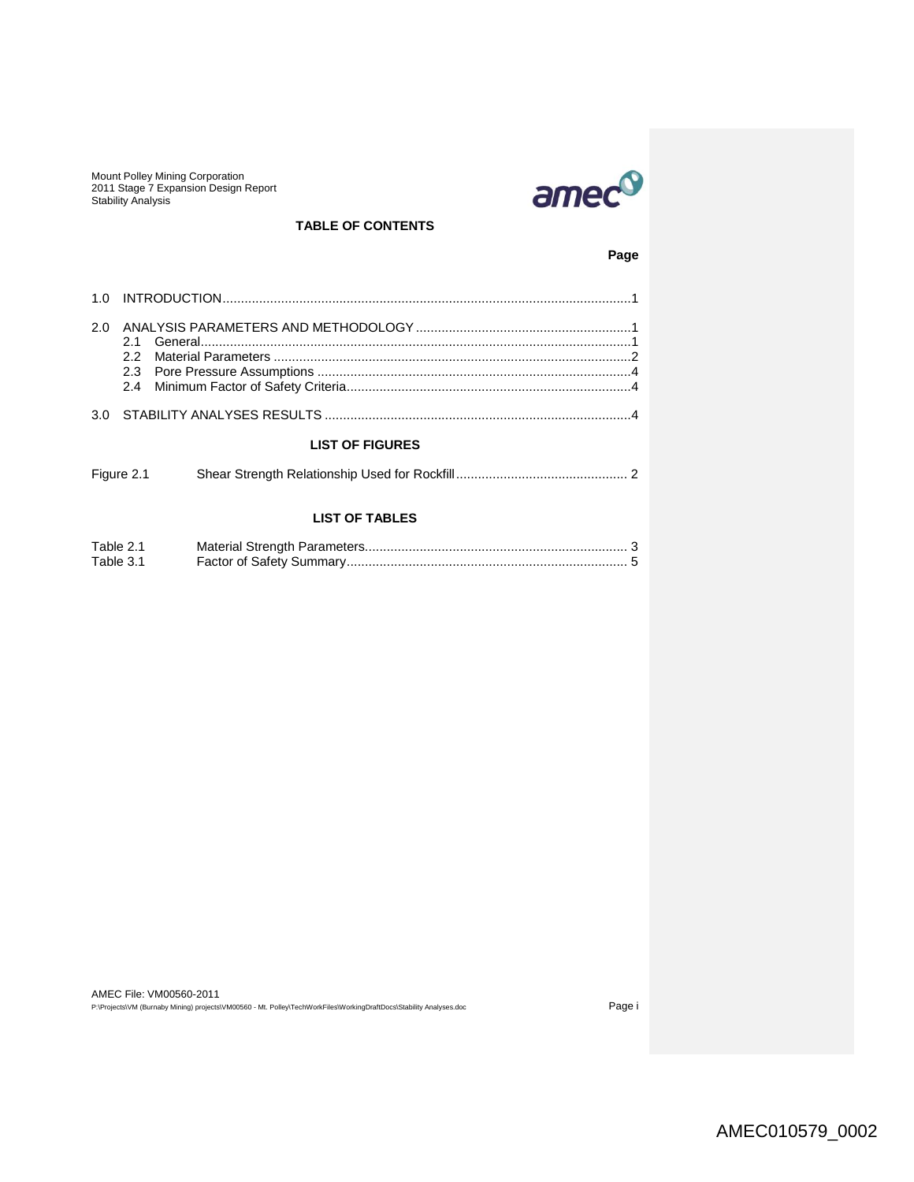## TABLE OF CONTENTS

| | Page |
|---|---|
| 1.0 INTRODUCTION | 1 |
| 2.0 ANALYSIS PARAMETERS AND METHODOLOGY | 1 |
| 2.1 General | 1 |
| 2.2 Material Parameters | 2 |
| 2.3 Pore Pressure Assumptions | 4 |
| 2.4 Minimum Factor of Safety Criteria | 4 |
| 3.0 STABILITY ANALYSES RESULTS | 4 |

## LIST OF FIGURES

| | | |
|---|---|---|
| Figure 2.1 | Shear Strength Relationship Used for Rockfill | 2 |

## LIST OF TABLES

| | | |
|---|---|---|
| Table 2.1 | Material Strength Parameters | 3 |
| Table 3.1 | Factor of Safety Summary | 5 |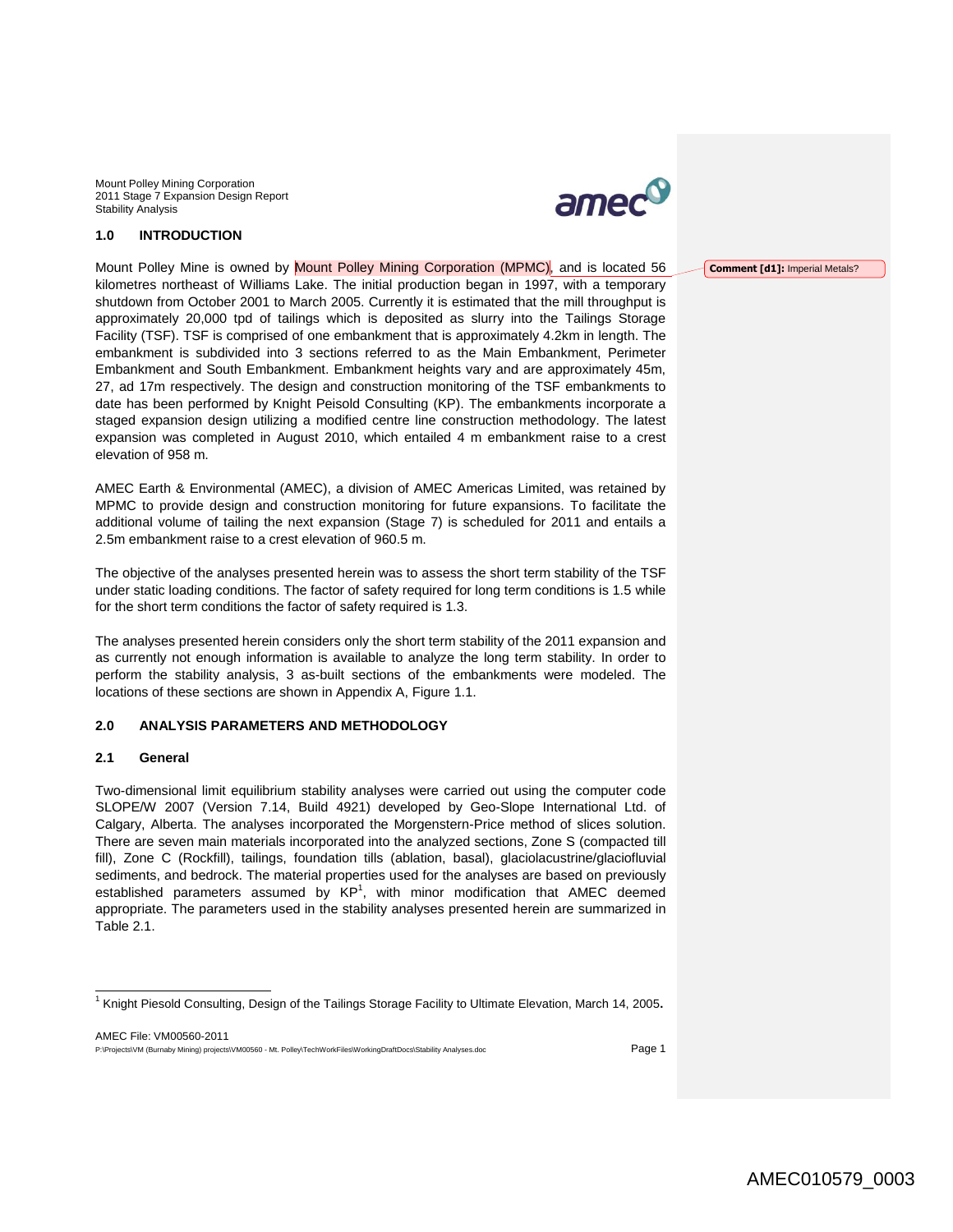## 1.0 INTRODUCTION

Mount Polley Mine is owned by Mount Polley Mining Corporation (MPMC), and is located 56 kilometres northeast of Williams Lake. The initial production began in 1997, with a temporary shutdown from October 2001 to March 2005. Currently it is estimated that the mill throughput is approximately 20,000 tpd of tailings which is deposited as slurry into the Tailings Storage Facility (TSF). TSF is comprised of one embankment that is approximately 4.2km in length. The embankment is subdivided into 3 sections referred to as the Main Embankment, Perimeter Embankment and South Embankment. Embankment heights vary and are approximately 45m, 27, ad 17m respectively. The design and construction monitoring of the TSF embankments to date has been performed by Knight Peisold Consulting (KP). The embankments incorporate a staged expansion design utilizing a modified centre line construction methodology. The latest expansion was completed in August 2010, which entailed 4 m embankment raise to a crest elevation of 958 m.

**Comment [d1]:** Imperial Metals?

AMEC Earth & Environmental (AMEC), a division of AMEC Americas Limited, was retained by MPMC to provide design and construction monitoring for future expansions. To facilitate the additional volume of tailing the next expansion (Stage 7) is scheduled for 2011 and entails a 2.5m embankment raise to a crest elevation of 960.5 m.

The objective of the analyses presented herein was to assess the short term stability of the TSF under static loading conditions. The factor of safety required for long term conditions is 1.5 while for the short term conditions the factor of safety required is 1.3.

The analyses presented herein considers only the short term stability of the 2011 expansion and as currently not enough information is available to analyze the long term stability. In order to perform the stability analysis, 3 as-built sections of the embankments were modeled. The locations of these sections are shown in Appendix A, Figure 1.1.

## 2.0 ANALYSIS PARAMETERS AND METHODOLOGY

### 2.1 General

Two-dimensional limit equilibrium stability analyses were carried out using the computer code SLOPE/W 2007 (Version 7.14, Build 4921) developed by Geo-Slope International Ltd. of Calgary, Alberta. The analyses incorporated the Morgenstern-Price method of slices solution. There are seven main materials incorporated into the analyzed sections, Zone S (compacted till fill), Zone C (Rockfill), tailings, foundation tills (ablation, basal), glaciolacustrine/glaciofluvial sediments, and bedrock. The material properties used for the analyses are based on previously established parameters assumed by KP[1], with minor modification that AMEC deemed appropriate. The parameters used in the stability analyses presented herein are summarized in Table 2.1.

[1] Knight Piesold Consulting, Design of the Tailings Storage Facility to Ultimate Elevation, March 14, 2005.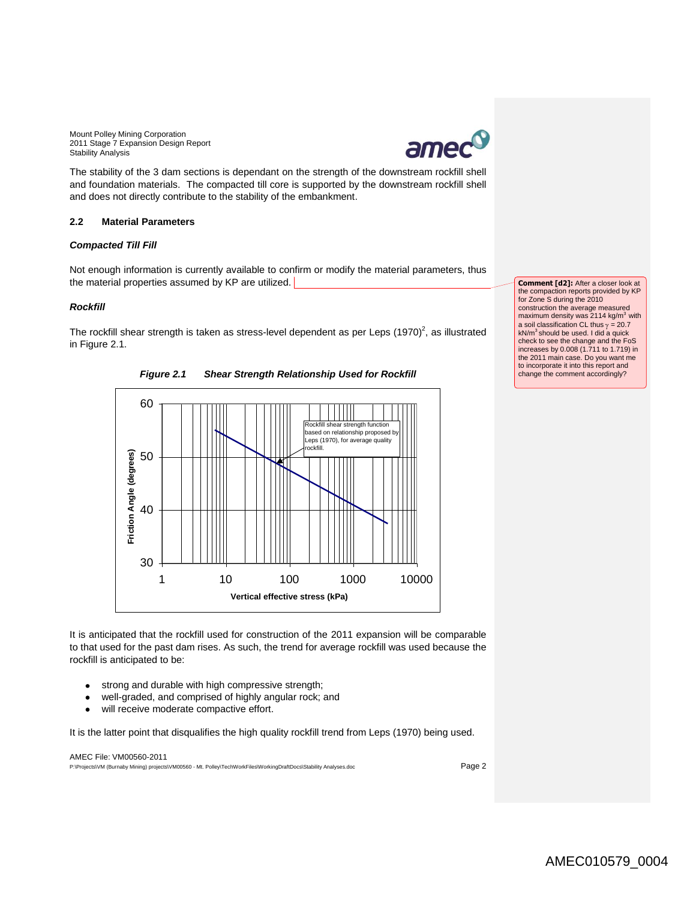The stability of the 3 dam sections is dependant on the strength of the downstream rockfill shell and foundation materials. The compacted till core is supported by the downstream rockfill shell and does not directly contribute to the stability of the embankment.

### 2.2 Material Parameters

***Compacted Till Fill***

Not enough information is currently available to confirm or modify the material parameters, thus the material properties assumed by KP are utilized.

> **Comment [d2]:** After a closer look at the compaction reports provided by KP for Zone S during the 2010 construction the average measured maximum density was 2114 kg/m$^3$ with a soil classification CL thus $\gamma$ = 20.7 kN/m$^3$ should be used. I did a quick check to see the change and the FoS increases by 0.008 (1.711 to 1.719) in the 2011 main case. Do you want me to incorporate it into this report and change the comment accordingly?

***Rockfill***

The rockfill shear strength is taken as stress-level dependent as per Leps (1970)[2], as illustrated in Figure 2.1.

***Figure 2.1 Shear Strength Relationship Used for Rockfill***

It is anticipated that the rockfill used for construction of the 2011 expansion will be comparable to that used for the past dam rises. As such, the trend for average rockfill was used because the rockfill is anticipated to be:

- strong and durable with high compressive strength;
- well-graded, and comprised of highly angular rock; and
- will receive moderate compactive effort.

It is the latter point that disqualifies the high quality rockfill trend from Leps (1970) being used.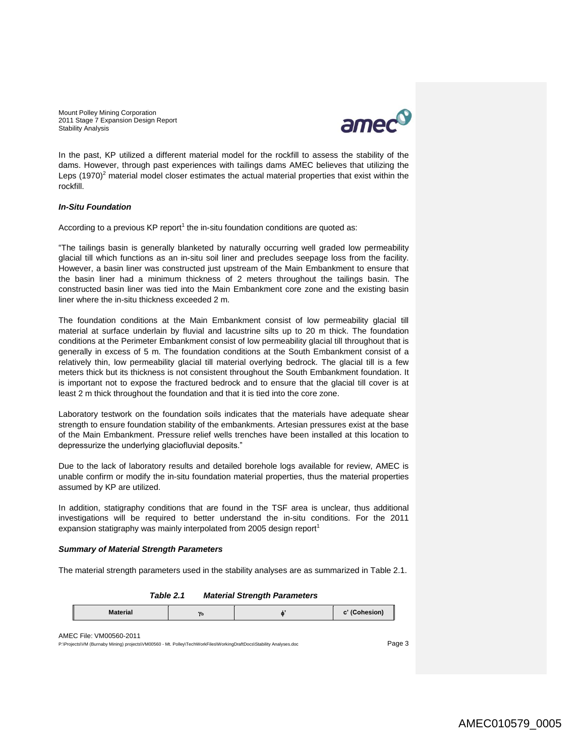In the past, KP utilized a different material model for the rockfill to assess the stability of the dams. However, through past experiences with tailings dams AMEC believes that utilizing the Leps (1970)[2] material model closer estimates the actual material properties that exist within the rockfill.

***In-Situ Foundation***

According to a previous KP report[1] the in-situ foundation conditions are quoted as:

"The tailings basin is generally blanketed by naturally occurring well graded low permeability glacial till which functions as an in-situ soil liner and precludes seepage loss from the facility. However, a basin liner was constructed just upstream of the Main Embankment to ensure that the basin liner had a minimum thickness of 2 meters throughout the tailings basin. The constructed basin liner was tied into the Main Embankment core zone and the existing basin liner where the in-situ thickness exceeded 2 m.

The foundation conditions at the Main Embankment consist of low permeability glacial till material at surface underlain by fluvial and lacustrine silts up to 20 m thick. The foundation conditions at the Perimeter Embankment consist of low permeability glacial till throughout that is generally in excess of 5 m. The foundation conditions at the South Embankment consist of a relatively thin, low permeability glacial till material overlying bedrock. The glacial till is a few meters thick but its thickness is not consistent throughout the South Embankment foundation. It is important not to expose the fractured bedrock and to ensure that the glacial till cover is at least 2 m thick throughout the foundation and that it is tied into the core zone.

Laboratory testwork on the foundation soils indicates that the materials have adequate shear strength to ensure foundation stability of the embankments. Artesian pressures exist at the base of the Main Embankment. Pressure relief wells trenches have been installed at this location to depressurize the underlying glaciofluvial deposits."

Due to the lack of laboratory results and detailed borehole logs available for review, AMEC is unable confirm or modify the in-situ foundation material properties, thus the material properties assumed by KP are utilized.

In addition, statigraphy conditions that are found in the TSF area is unclear, thus additional investigations will be required to better understand the in-situ conditions. For the 2011 expansion statigraphy was mainly interpolated from 2005 design report[1]

***Summary of Material Strength Parameters***

The material strength parameters used in the stability analyses are as summarized in Table 2.1.

***Table 2.1 Material Strength Parameters***

| Material | $\gamma_b$ | $\phi'$ | c' (Cohesion) |
|---|---|---|---|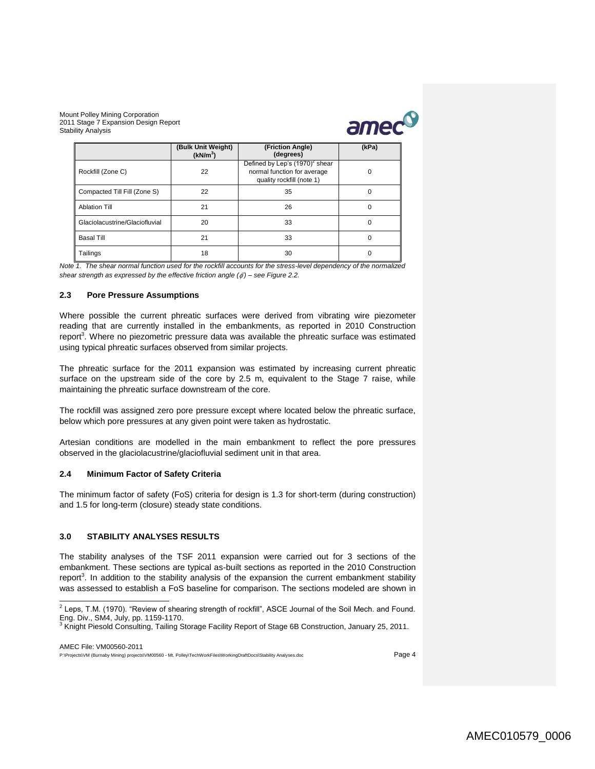|  | (Bulk Unit Weight) (kN/m$^3$) | (Friction Angle) (degrees) | (kPa) |
|---|---|---|---|
| Rockfill (Zone C) | 22 | Defined by Lep's (1970)[2] shear normal function for average quality rockfill (note 1) | 0 |
| Compacted Till Fill (Zone S) | 22 | 35 | 0 |
| Ablation Till | 21 | 26 | 0 |
| Glaciolacustrine/Glaciofluvial | 20 | 33 | 0 |
| Basal Till | 21 | 33 | 0 |
| Tailings | 18 | 30 | 0 |

*Note 1. The shear normal function used for the rockfill accounts for the stress-level dependency of the normalized shear strength as expressed by the effective friction angle ($\phi'$) – see Figure 2.2.*

### 2.3 Pore Pressure Assumptions

Where possible the current phreatic surfaces were derived from vibrating wire piezometer reading that are currently installed in the embankments, as reported in 2010 Construction report[3]. Where no piezometric pressure data was available the phreatic surface was estimated using typical phreatic surfaces observed from similar projects.

The phreatic surface for the 2011 expansion was estimated by increasing current phreatic surface on the upstream side of the core by 2.5 m, equivalent to the Stage 7 raise, while maintaining the phreatic surface downstream of the core.

The rockfill was assigned zero pore pressure except where located below the phreatic surface, below which pore pressures at any given point were taken as hydrostatic.

Artesian conditions are modelled in the main embankment to reflect the pore pressures observed in the glaciolacustrine/glaciofluvial sediment unit in that area.

### 2.4 Minimum Factor of Safety Criteria

The minimum factor of safety (FoS) criteria for design is 1.3 for short-term (during construction) and 1.5 for long-term (closure) steady state conditions.

## 3.0 STABILITY ANALYSES RESULTS

The stability analyses of the TSF 2011 expansion were carried out for 3 sections of the embankment. These sections are typical as-built sections as reported in the 2010 Construction report[3]. In addition to the stability analysis of the expansion the current embankment stability was assessed to establish a FoS baseline for comparison. The sections modeled are shown in

---

[2] Leps, T.M. (1970). "Review of shearing strength of rockfill", ASCE Journal of the Soil Mech. and Found. Eng. Div., SM4, July, pp. 1159-1170.

[3] Knight Piesold Consulting, Tailing Storage Facility Report of Stage 6B Construction, January 25, 2011.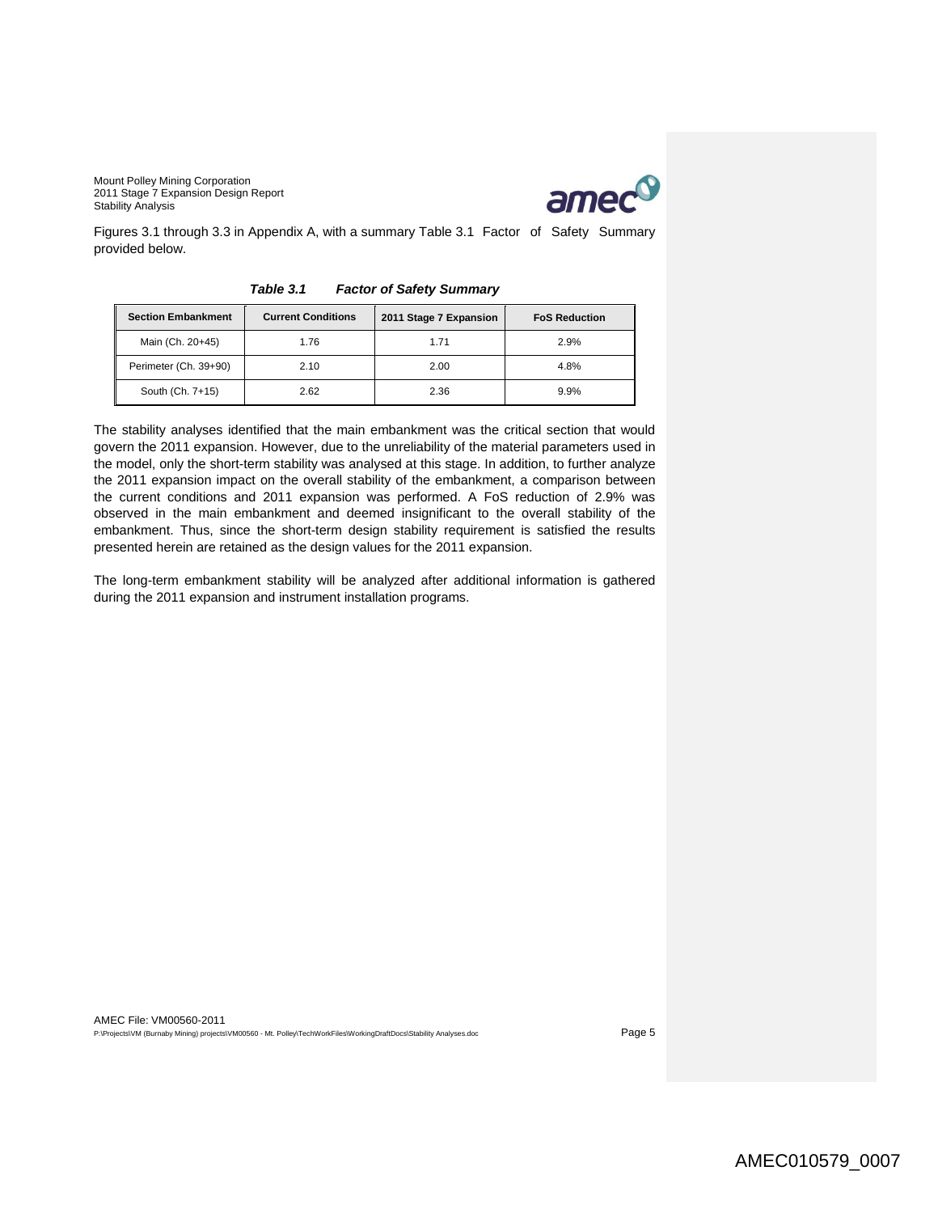Figures 3.1 through 3.3 in Appendix A, with a summary Table 3.1 Factor of Safety Summary provided below.

***Table 3.1 Factor of Safety Summary***

| Section Embankment | Current Conditions | 2011 Stage 7 Expansion | FoS Reduction |
|---|---|---|---|
| Main (Ch. 20+45) | 1.76 | 1.71 | 2.9% |
| Perimeter (Ch. 39+90) | 2.10 | 2.00 | 4.8% |
| South (Ch. 7+15) | 2.62 | 2.36 | 9.9% |

The stability analyses identified that the main embankment was the critical section that would govern the 2011 expansion. However, due to the unreliability of the material parameters used in the model, only the short-term stability was analysed at this stage. In addition, to further analyze the 2011 expansion impact on the overall stability of the embankment, a comparison between the current conditions and 2011 expansion was performed. A FoS reduction of 2.9% was observed in the main embankment and deemed insignificant to the overall stability of the embankment. Thus, since the short-term design stability requirement is satisfied the results presented herein are retained as the design values for the 2011 expansion.

The long-term embankment stability will be analyzed after additional information is gathered during the 2011 expansion and instrument installation programs.